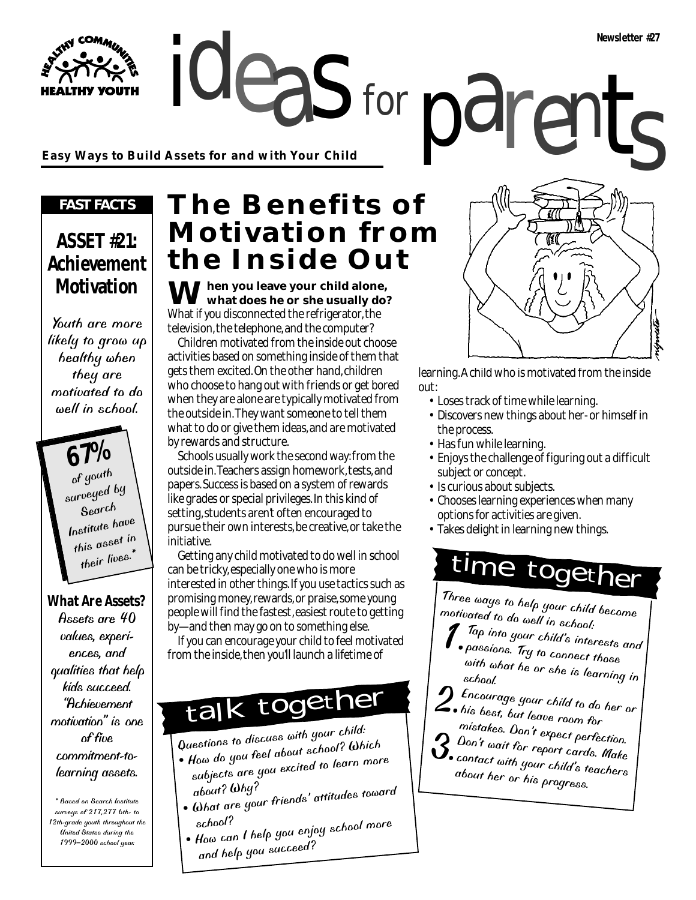Newsletter #27

# ideas for parents

**Easy Ways to Build Assets for and with Your Child**

**FAST FACTS**

## ASSET #21: Achievement Motivation

Youth are more likely to grow up healthy when they are motivated to do well in school.

**67%** of youth surveyed by Search Institute have this asset in their lives.*

**What Are Assets?**

Assets are 40 values, experiences, and qualities that help kids succeed. "Achievement motivation" is one of five commitment-to-learning assets.

* Based on Search Institute surveys of 217,277 6th- to 12th-grade youth throughout the United States during the 1999–2000 school year.

# The Benefits of Motivation from the Inside Out

**When you leave your child alone, what does he or she usually do?** What if you disconnected the refrigerator, the television, the telephone, and the computer?

Children motivated from the inside out choose activities based on something inside of them that gets them excited. On the other hand, children who choose to hang out with friends or get bored when they are alone are typically motivated from the outside in. They want someone to tell them what to do or give them ideas, and are motivated by rewards and structure.

Schools usually work the second way: from the outside in. Teachers assign homework, tests, and papers. Success is based on a system of rewards like grades or special privileges. In this kind of setting, students aren't often encouraged to pursue their own interests, be creative, or take the initiative.

Getting any child motivated to do well in school can be tricky, especially one who is more interested in other things. If you use tactics such as promising money, rewards, or praise, some young people will find the fastest, easiest route to getting by—and then may go on to something else.

If you can encourage your child to feel motivated from the inside, then you'll launch a lifetime of learning. A child who is motivated from the inside out:

- Loses track of time while learning.
- Discovers new things about her- or himself in the process.
- Has fun while learning.
- Enjoys the challenge of figuring out a difficult subject or concept.
- Is curious about subjects.
- Chooses learning experiences when many options for activities are given.
- Takes delight in learning new things.

## talk together

Questions to discuss with your child:

- How do you feel about school? Which subjects are you excited to learn more about? Why?
- What are your friends' attitudes toward school?
- How can I help you enjoy school more and help you succeed?

## time together

Three ways to help your child become motivated to do well in school:

1. Tap into your child's interests and passions. Try to connect those with what he or she is learning in school.
2. Encourage your child to do her or his best, but leave room for mistakes. Don't expect perfection.
3. Don't wait for report cards. Make contact with your child's teachers about her or his progress.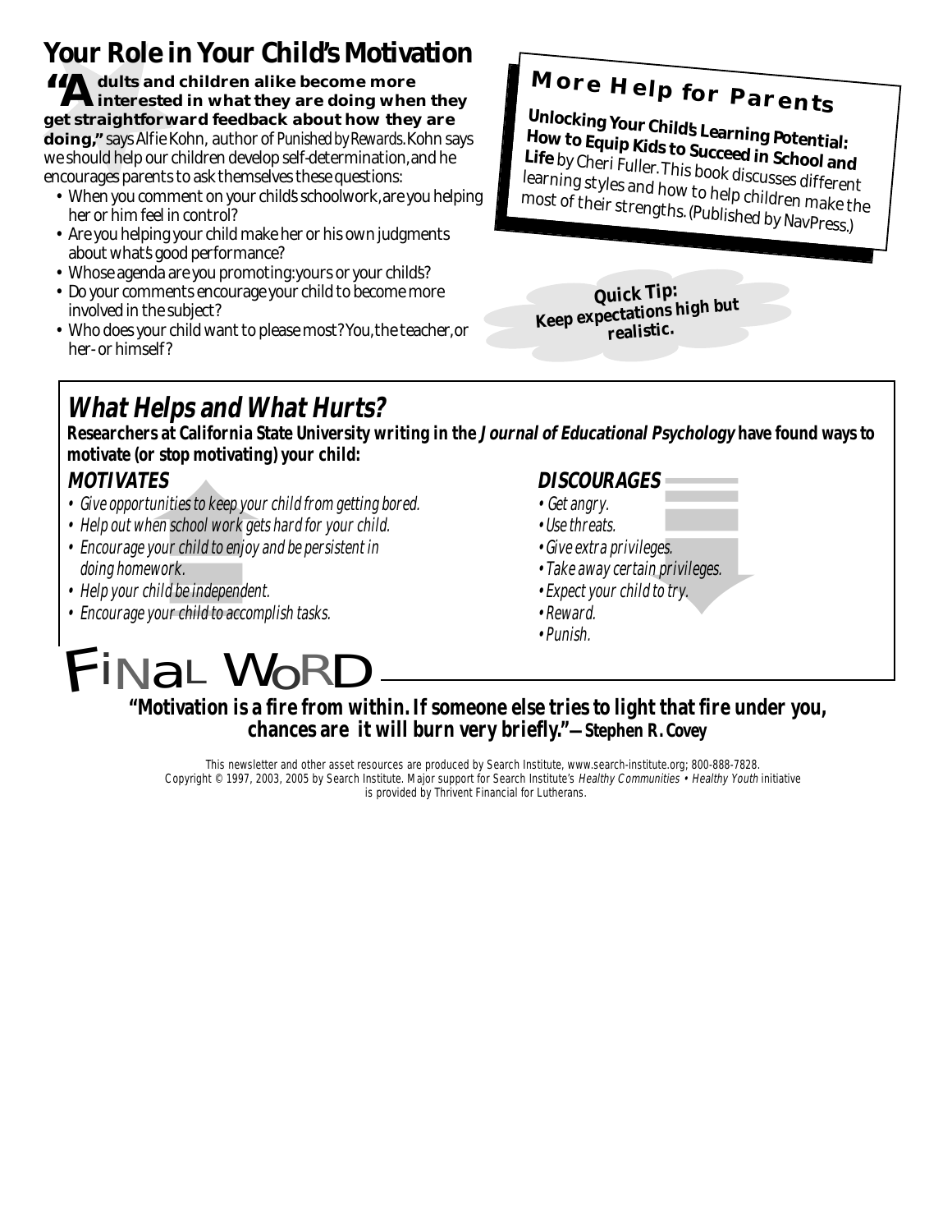## Your Role in Your Child's Motivation

**"Adults and children alike become more interested in what they are doing when they get straightforward feedback about how they are doing,"** says Alfie Kohn, author of *Punished by Rewards*. Kohn says we should help our children develop self-determination, and he encourages parents to ask themselves these questions:

- When you comment on your child's schoolwork, are you helping her or him feel in control?
- Are you helping your child make her or his own judgments about what's good performance?
- Whose agenda are you promoting: yours or your child's?
- Do your comments encourage your child to become more involved in the subject?
- Who does your child want to please most? You, the teacher, or her- or himself?

## More Help for Parents

**Unlocking Your Child's Learning Potential: How to Equip Kids to Succeed in School and Life** by Cheri Fuller. This book discusses different learning styles and how to help children make the most of their strengths. (Published by NavPress.)

**Quick Tip: Keep expectations high but realistic.**

## *What Helps and What Hurts?*

**Researchers at California State University writing in the *Journal of Educational Psychology* have found ways to motivate (or stop motivating) your child:**

### *MOTIVATES*

- *Give opportunities to keep your child from getting bored.*
- *Help out when school work gets hard for your child.*
- *Encourage your child to enjoy and be persistent in doing homework.*
- *Help your child be independent.*
- *Encourage your child to accomplish tasks.*

### *DISCOURAGES*

- *Get angry.*
- *Use threats.*
- *Give extra privileges.*
- *Take away certain privileges.*
- *Expect your child to try.*
- *Reward.*
- *Punish.*

## Final Word

**"Motivation is a fire from within. If someone else tries to light that fire under you, chances are it will burn very briefly." —Stephen R. Covey**

This newsletter and other asset resources are produced by Search Institute, www.search-institute.org; 800-888-7828. Copyright © 1997, 2003, 2005 by Search Institute. Major support for Search Institute's *Healthy Communities • Healthy Youth* initiative is provided by Thrivent Financial for Lutherans.